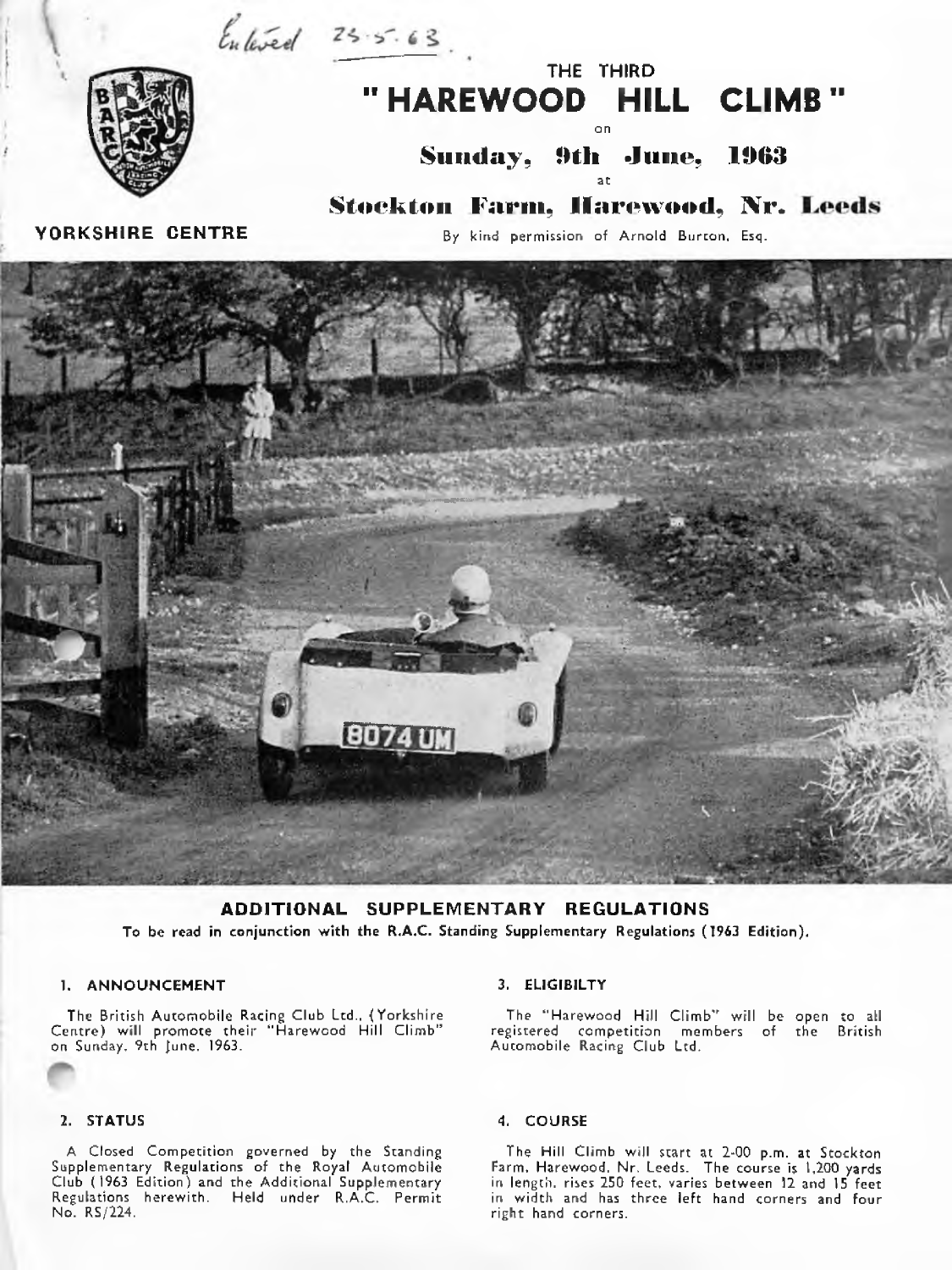*Entered 25.5.63*

YORKSHIRE CENTRE

THE THIRD

# "HAREWOOD HILL CLIMB"

on

## Sunday, 9th June, 1963

at

## Stockton Farm, Harewood, Nr. Leeds

By kind permission of Arnold Burton, Esq.

## ADDITIONAL SUPPLEMENTARY REGULATIONS

To be read in conjunction with the R.A.C. Standing Supplementary Regulations (1963 Edition).

### 1. ANNOUNCEMENT

The British Automobile Racing Club Ltd., (Yorkshire Centre) will promote their "Harewood Hill Climb" on Sunday, 9th June, 1963.

### 2. STATUS

A Closed Competition governed by the Standing Supplementary Regulations of the Royal Automobile Club (1963 Edition) and the Additional Supplementary Regulations herewith. Held under R.A.C. Permit No. RS/224.

### 3. ELIGIBILTY

The "Harewood Hill Climb" will be open to all registered competition members of the British Automobile Racing Club Ltd.

### 4. COURSE

The Hill Climb will start at 2-00 p.m. at Stockton Farm, Harewood, Nr. Leeds. The course is 1,200 yards in length, rises 250 feet, varies between 12 and 15 feet in width and has three left hand corners and four right hand corners.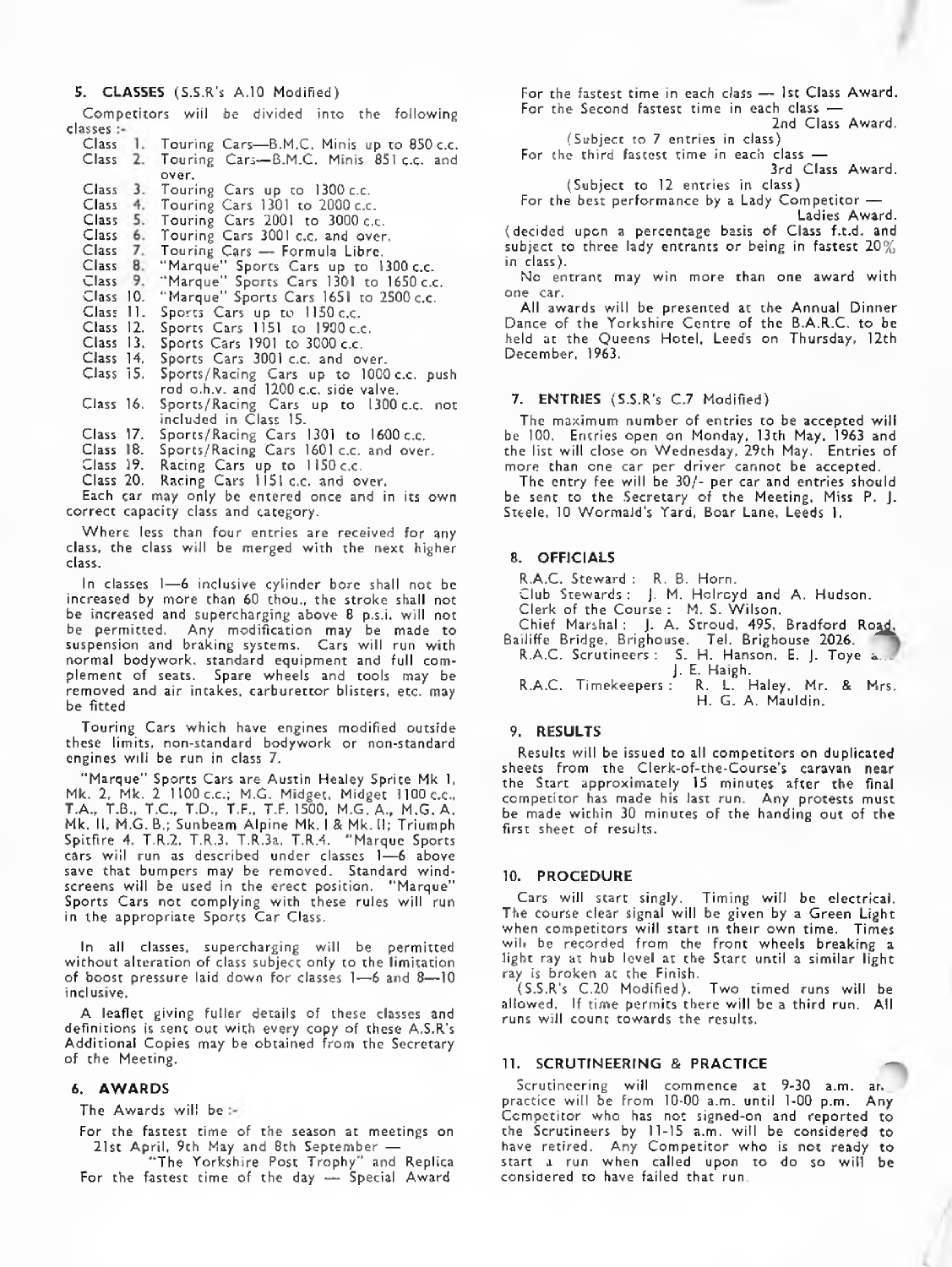## 5. CLASSES (S.S.R's A.10 Modified)

Competitors will be divided into the following classes :-

- Class 1. Touring Cars—B.M.C. Minis up to 850 c.c.
- Class 2. Touring Cars—B.M.C. Minis 851 c.c. and over.
- Class 3. Touring Cars up to 1300 c.c.
- Class 4. Touring Cars 1301 to 2000 c.c.
- Class 5. Touring Cars 2001 to 3000 c.c.
- Class 6. Touring Cars 3001 c.c. and over.
- Class 7. Touring Cars — Formula Libre.
- Class 8. "Marque" Sports Cars up to 1300 c.c.
- Class 9. "Marque" Sports Cars 1301 to 1650 c.c.
- Class 10. "Marque" Sports Cars 1651 to 2500 c.c.
- Class 11. Sports Cars up to 1150 c.c.
- Class 12. Sports Cars 1151 to 1900 c.c.
- Class 13. Sports Cars 1901 to 3000 c.c.
- Class 14. Sports Cars 3001 c.c. and over.
- Class 15. Sports/Racing Cars up to 1000 c.c. push rod o.h.v. and 1200 c.c. side valve.
- Class 16. Sports/Racing Cars up to 1300 c.c. not included in Class 15.
- Class 17. Sports/Racing Cars 1301 to 1600 c.c.
- Class 18. Sports/Racing Cars 1601 c.c. and over.
- Class 19. Racing Cars up to 1150 c.c.
- Class 20. Racing Cars 1151 c.c. and over.

Each car may only be entered once and in its own correct capacity class and category.

Where less than four entries are received for any class, the class will be merged with the next higher class.

In classes 1—6 inclusive cylinder bore shall not be increased by more than 60 thou., the stroke shall not be increased and supercharging above 8 p.s.i. will not be permitted. Any modification may be made to suspension and braking systems. Cars will run with normal bodywork, standard equipment and full complement of seats. Spare wheels and tools may be removed and air intakes, carburettor blisters, etc. may be fitted

Touring Cars which have engines modified outside these limits, non-standard bodywork or non-standard engines will be run in class 7.

"Marque" Sports Cars are Austin Healey Sprite Mk 1, Mk. 2, Mk. 2 1100 c.c.; M.G. Midget, Midget 1100 c.c., T.A., T.B., T.C., T.D., T.F., T.F. 1500, M.G. A., M.G. A. Mk. II, M.G. B.; Sunbeam Alpine Mk. I & Mk. II; Triumph Spitfire 4, T.R.2, T.R.3, T.R.3a, T.R.4. "Marque Sports cars will run as described under classes 1—6 above save that bumpers may be removed. Standard windscreens will be used in the erect position. "Marque" Sports Cars not complying with these rules will run in the appropriate Sports Car Class.

In all classes, supercharging will be permitted without alteration of class subject only to the limitation of boost pressure laid down for classes 1—6 and 8—10 inclusive.

A leaflet giving fuller details of these classes and definitions is sent out with every copy of these A.S.R's Additional Copies may be obtained from the Secretary of the Meeting.

## 6. AWARDS

The Awards will be :-

For the fastest time of the season at meetings on 21st April, 9th May and 8th September — "The Yorkshire Post Trophy" and Replica

For the fastest time of the day — Special Award

For the fastest time in each class — 1st Class Award.

For the Second fastest time in each class — 2nd Class Award.
(Subject to 7 entries in class)

For the third fastest time in each class — 3rd Class Award.
(Subject to 12 entries in class)

For the best performance by a Lady Competitor — Ladies Award.
(decided upon a percentage basis of Class f.t.d. and subject to three lady entrants or being in fastest 20% in class).

No entrant may win more than one award with one car.

All awards will be presented at the Annual Dinner Dance of the Yorkshire Centre of the B.A.R.C. to be held at the Queens Hotel, Leeds on Thursday, 12th December, 1963.

## 7. ENTRIES (S.S.R's C.7 Modified)

The maximum number of entries to be accepted will be 100. Entries open on Monday, 13th May, 1963 and the list will close on Wednesday, 29th May. Entries of more than one car per driver cannot be accepted.

The entry fee will be 30/- per car and entries should be sent to the Secretary of the Meeting, Miss P. J. Steele, 10 Wormald's Yard, Boar Lane, Leeds 1.

## 8. OFFICIALS

R.A.C. Steward : R. B. Horn.
Club Stewards : J. M. Holroyd and A. Hudson.
Clerk of the Course : M. S. Wilson.
Chief Marshal : J. A. Stroud, 495, Bradford Road, Bailiffe Bridge, Brighouse. Tel. Brighouse 2026.
R.A.C. Scrutineers : S. H. Hanson, E. J. Toye a... J. E. Haigh.
R.A.C. Timekeepers : R. L. Haley, Mr. & Mrs. H. G. A. Mauldin.

## 9. RESULTS

Results will be issued to all competitors on duplicated sheets from the Clerk-of-the-Course's caravan near the Start approximately 15 minutes after the final competitor has made his last run. Any protests must be made within 30 minutes of the handing out of the first sheet of results.

## 10. PROCEDURE

Cars will start singly. Timing will be electrical. The course clear signal will be given by a Green Light when competitors will start in their own time. Times will be recorded from the front wheels breaking a light ray at hub level at the Start until a similar light ray is broken at the Finish.

(S.S.R's C.20 Modified). Two timed runs will be allowed. If time permits there will be a third run. All runs will count towards the results.

## 11. SCRUTINEERING & PRACTICE

Scrutineering will commence at 9-30 a.m. an. practice will be from 10-00 a.m. until 1-00 p.m. Any Competitor who has not signed-on and reported to the Scrutineers by 11-15 a.m. will be considered to have retired. Any Competitor who is not ready to start a run when called upon to do so will be considered to have failed that run.